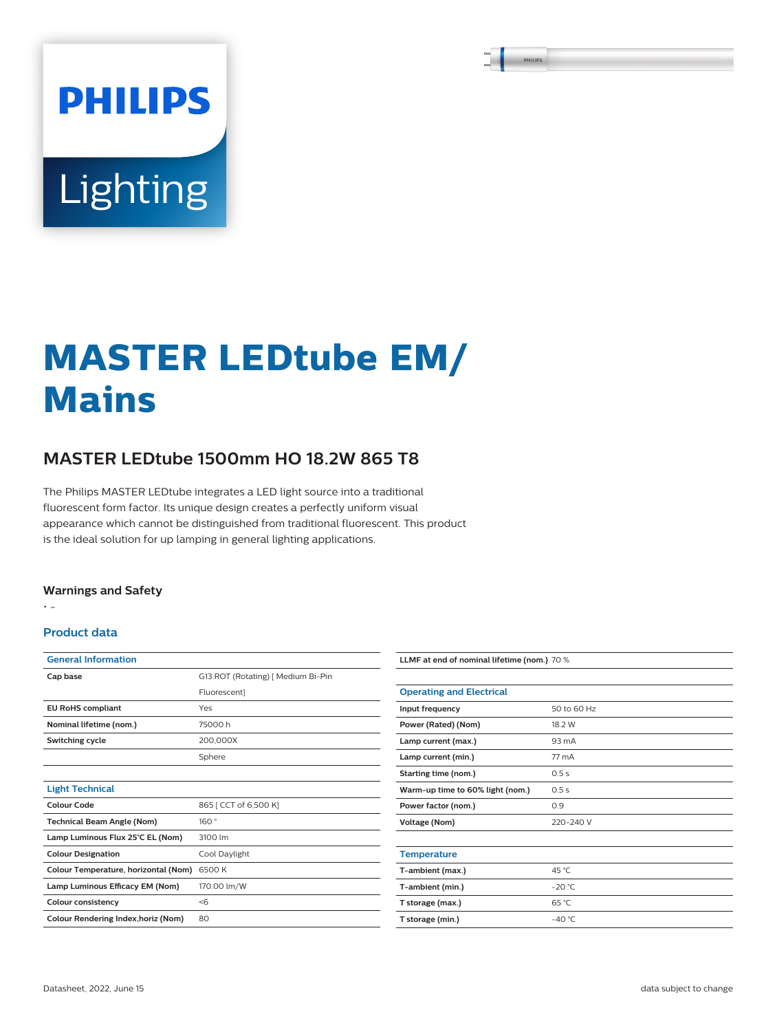# MASTER LEDtube EM/ Mains

## MASTER LEDtube 1500mm HO 18.2W 865 T8

The Philips MASTER LEDtube integrates a LED light source into a traditional fluorescent form factor. Its unique design creates a perfectly uniform visual appearance which cannot be distinguished from traditional fluorescent. This product is the ideal solution for up lamping in general lighting applications.

### Warnings and Safety

- -

### Product data

| General Information | |
|---|---|
| Cap base | G13 ROT (Rotating) [ Medium Bi-Pin Fluorescent] |
| EU RoHS compliant | Yes |
| Nominal lifetime (nom.) | 75000 h |
| Switching cycle | 200,000X |
| | Sphere |

| Light Technical | |
|---|---|
| Colour Code | 865 [ CCT of 6,500 K] |
| Technical Beam Angle (Nom) | 160 ° |
| Lamp Luminous Flux 25°C EL (Nom) | 3100 lm |
| Colour Designation | Cool Daylight |
| Colour Temperature, horizontal (Nom) | 6500 K |
| Lamp Luminous Efficacy EM (Nom) | 170.00 lm/W |
| Colour consistency | <6 |
| Colour Rendering Index,horiz (Nom) | 80 |
| LLMF at end of nominal lifetime (nom.) | 70 % |

| Operating and Electrical | |
|---|---|
| Input frequency | 50 to 60 Hz |
| Power (Rated) (Nom) | 18.2 W |
| Lamp current (max.) | 93 mA |
| Lamp current (min.) | 77 mA |
| Starting time (nom.) | 0.5 s |
| Warm-up time to 60% light (nom.) | 0.5 s |
| Power factor (nom.) | 0.9 |
| Voltage (Nom) | 220-240 V |

| Temperature | |
|---|---|
| T-ambient (max.) | 45 °C |
| T-ambient (min.) | -20 °C |
| T storage (max.) | 65 °C |
| T storage (min.) | -40 °C |

Datasheet, 2022, June 15

data subject to change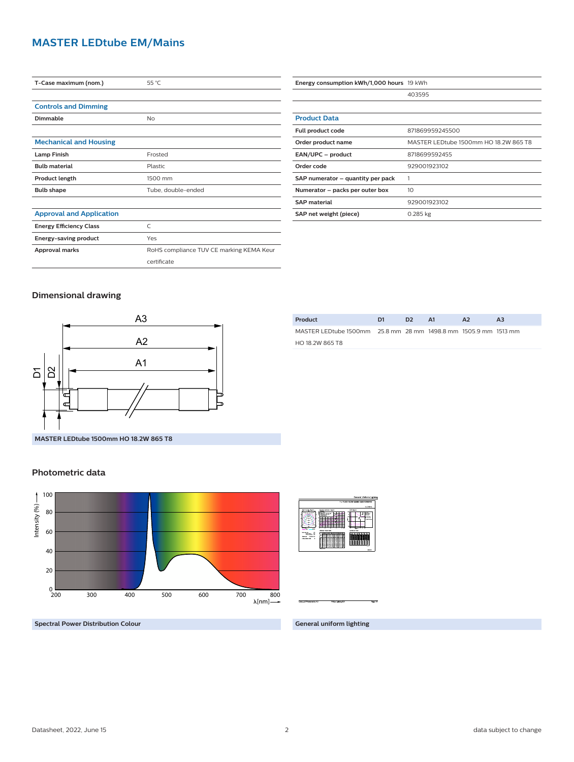## MASTER LEDtube EM/Mains

| T-Case maximum (nom.) | 55 °C |
|---|---|

### Controls and Dimming

| Dimmable | No |
|---|---|

### Mechanical and Housing

| Lamp Finish | Frosted |
|---|---|
| Bulb material | Plastic |
| Product length | 1500 mm |
| Bulb shape | Tube, double-ended |

### Approval and Application

| Energy Efficiency Class | C |
|---|---|
| Energy-saving product | Yes |
| Approval marks | RoHS compliance TUV CE marking KEMA Keur certificate |

| Energy consumption kWh/1,000 hours | 19 kWh |
|---|---|
| | 403595 |

### Product Data

| Full product code | 871869959245500 |
|---|---|
| Order product name | MASTER LEDtube 1500mm HO 18.2W 865 T8 |
| EAN/UPC – product | 8718699592455 |
| Order code | 929001923102 |
| SAP numerator – quantity per pack | 1 |
| Numerator – packs per outer box | 10 |
| SAP material | 929001923102 |
| SAP net weight (piece) | 0.285 kg |

## Dimensional drawing

MASTER LEDtube 1500mm HO 18.2W 865 T8

| Product | D1 | D2 | A1 | A2 | A3 |
|---|---|---|---|---|---|
| MASTER LEDtube 1500mm HO 18.2W 865 T8 | 25.8 mm | 28 mm | 1498.8 mm | 1505.9 mm | 1513 mm |

## Photometric data

Spectral Power Distribution Colour

General uniform lighting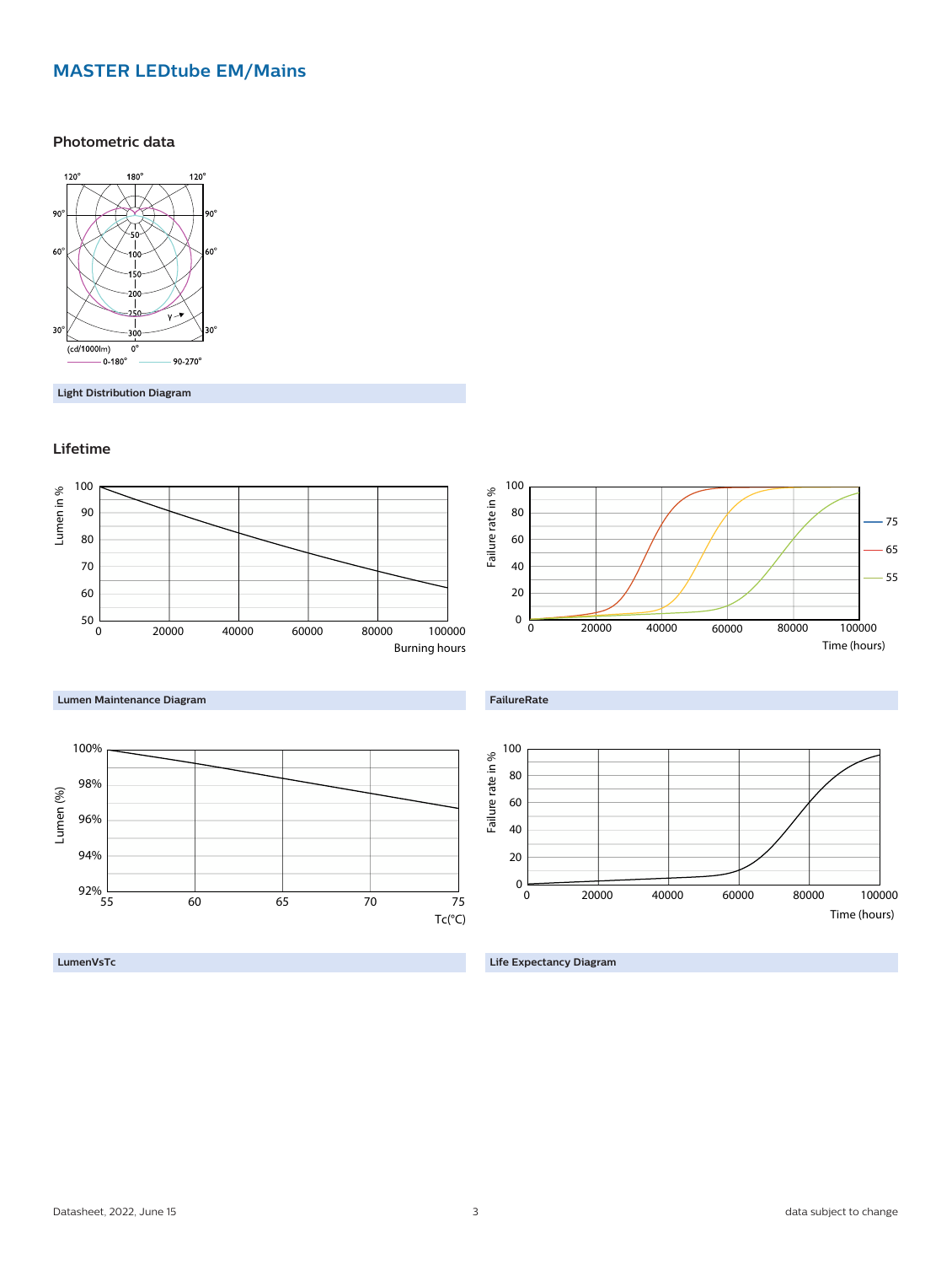# MASTER LEDtube EM/Mains

## Photometric data

Light Distribution Diagram

## Lifetime

Lumen Maintenance Diagram

FailureRate

LumenVsTc

Life Expectancy Diagram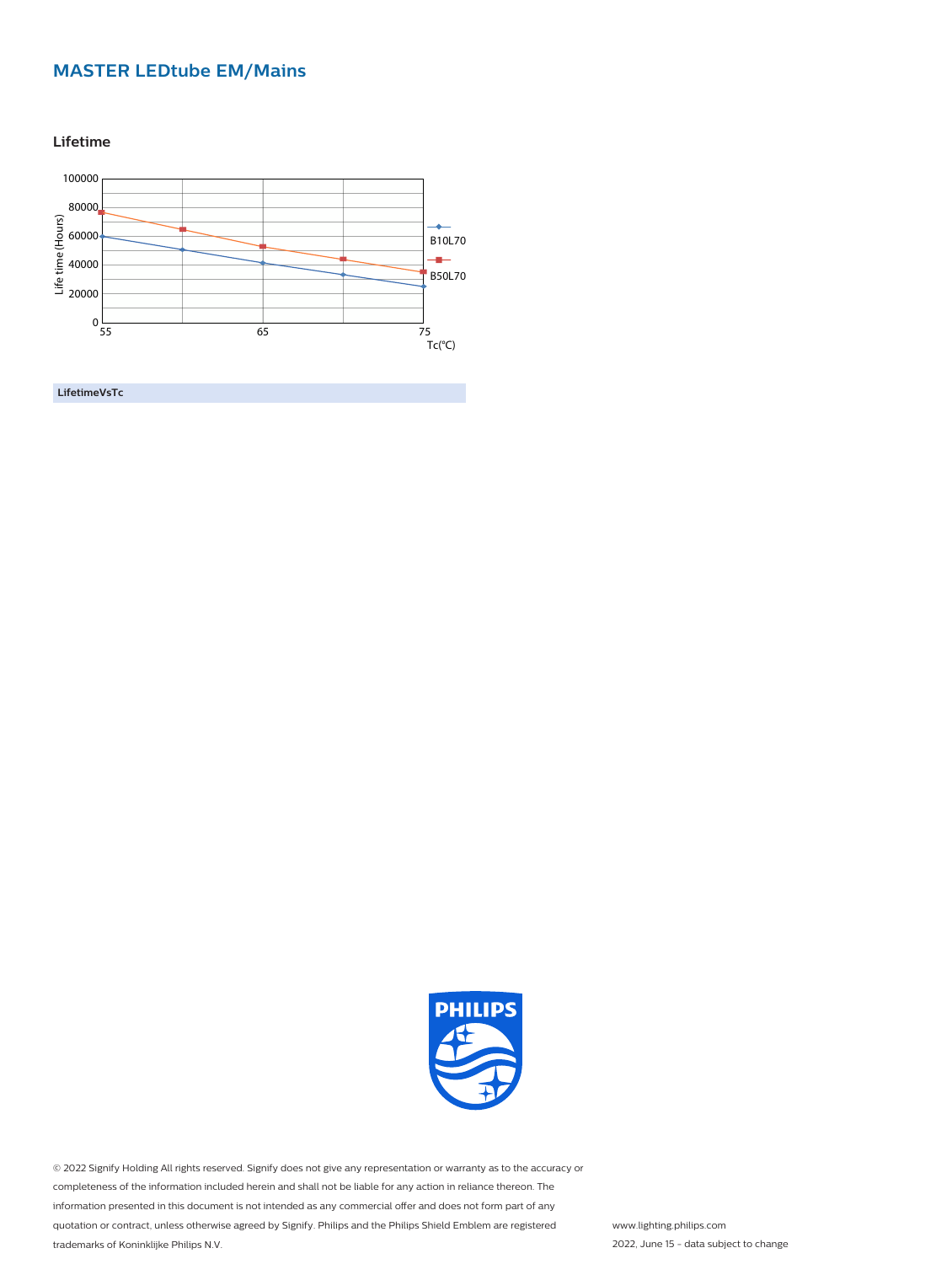# MASTER LEDtube EM/Mains

## Lifetime

100000
80000
60000
40000
20000
0
Life time (Hours)
55
65
75
Tc(°C)
B10L70
B50L70

**LifetimeVsTc**

© 2022 Signify Holding All rights reserved. Signify does not give any representation or warranty as to the accuracy or completeness of the information included herein and shall not be liable for any action in reliance thereon. The information presented in this document is not intended as any commercial offer and does not form part of any quotation or contract, unless otherwise agreed by Signify. Philips and the Philips Shield Emblem are registered trademarks of Koninklijke Philips N.V.

www.lighting.philips.com

2022, June 15 - data subject to change